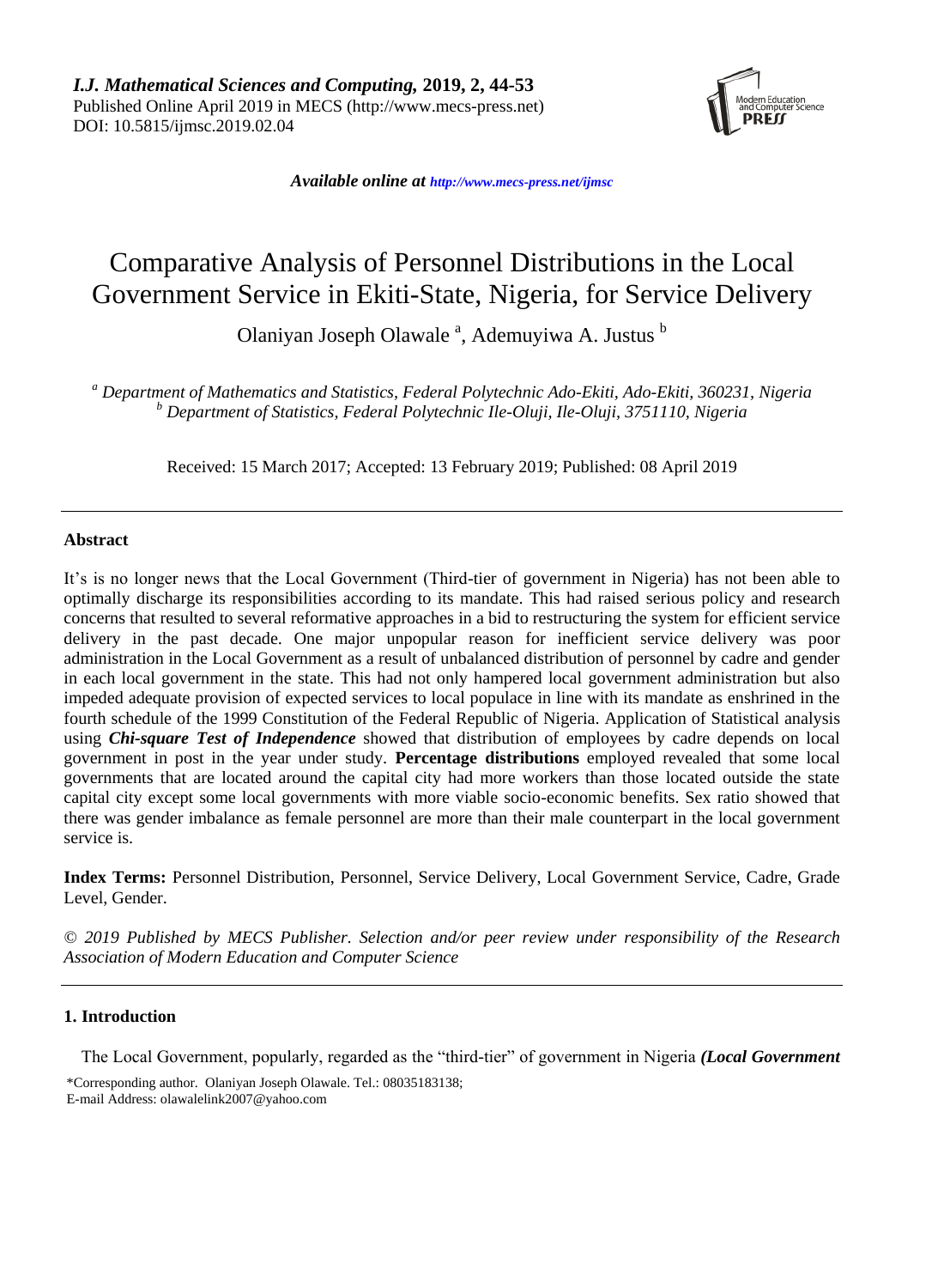*I.J. Mathematical Sciences and Computing,* **2019, 2, 44-53**
Published Online April 2019 in MECS (http://www.mecs-press.net)
DOI: 10.5815/ijmsc.2019.02.04

*Available online at http://www.mecs-press.net/ijmsc*

# Comparative Analysis of Personnel Distributions in the Local Government Service in Ekiti-State, Nigeria, for Service Delivery

Olaniyan Joseph Olawale [a], Ademuyiwa A. Justus [b]

[a] *Department of Mathematics and Statistics, Federal Polytechnic Ado-Ekiti, Ado-Ekiti, 360231, Nigeria*
[b] *Department of Statistics, Federal Polytechnic Ile-Oluji, Ile-Oluji, 3751110, Nigeria*

Received: 15 March 2017; Accepted: 13 February 2019; Published: 08 April 2019

## Abstract

It's is no longer news that the Local Government (Third-tier of government in Nigeria) has not been able to optimally discharge its responsibilities according to its mandate. This had raised serious policy and research concerns that resulted to several reformative approaches in a bid to restructuring the system for efficient service delivery in the past decade. One major unpopular reason for inefficient service delivery was poor administration in the Local Government as a result of unbalanced distribution of personnel by cadre and gender in each local government in the state. This had not only hampered local government administration but also impeded adequate provision of expected services to local populace in line with its mandate as enshrined in the fourth schedule of the 1999 Constitution of the Federal Republic of Nigeria. Application of Statistical analysis using ***Chi-square Test of Independence*** showed that distribution of employees by cadre depends on local government in post in the year under study. **Percentage distributions** employed revealed that some local governments that are located around the capital city had more workers than those located outside the state capital city except some local governments with more viable socio-economic benefits. Sex ratio showed that there was gender imbalance as female personnel are more than their male counterpart in the local government service is.

**Index Terms:** Personnel Distribution, Personnel, Service Delivery, Local Government Service, Cadre, Grade Level, Gender.

*© 2019 Published by MECS Publisher. Selection and/or peer review under responsibility of the Research Association of Modern Education and Computer Science*

## 1. Introduction

The Local Government, popularly, regarded as the "third-tier" of government in Nigeria ***(Local Government***

\*Corresponding author. Olaniyan Joseph Olawale. Tel.: 08035183138;
E-mail Address: olawalelink2007@yahoo.com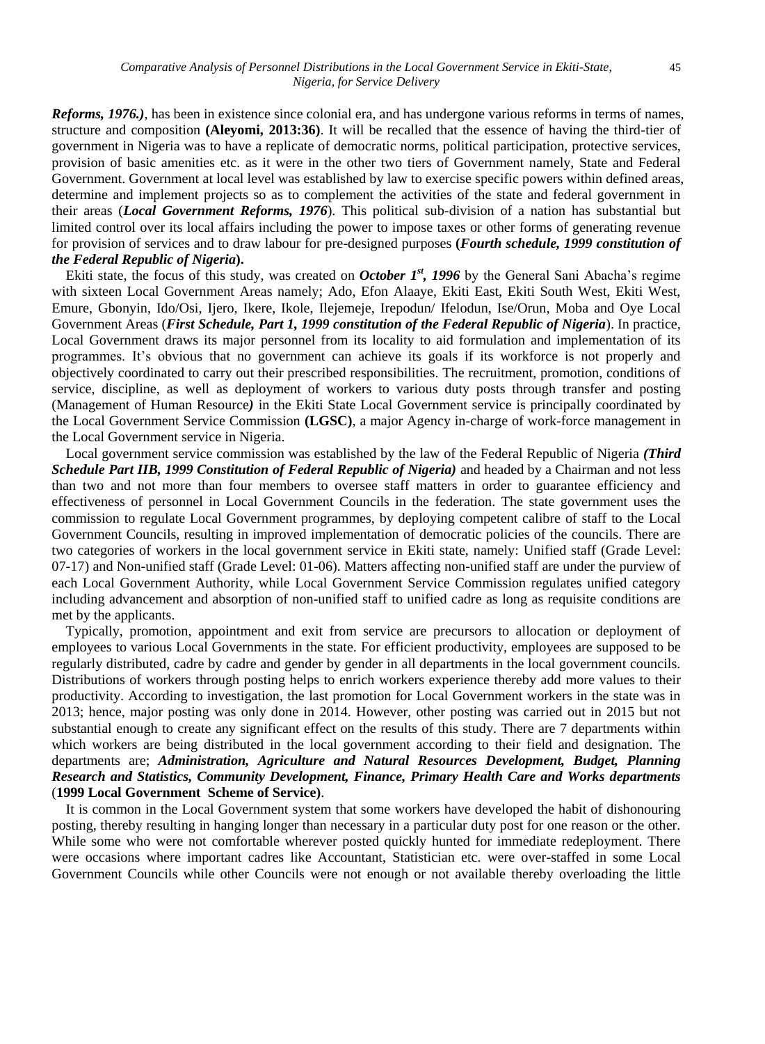***Reforms, 1976.)***, has been in existence since colonial era, and has undergone various reforms in terms of names, structure and composition **(Aleyomi, 2013:36)**. It will be recalled that the essence of having the third-tier of government in Nigeria was to have a replicate of democratic norms, political participation, protective services, provision of basic amenities etc. as it were in the other two tiers of Government namely, State and Federal Government. Government at local level was established by law to exercise specific powers within defined areas, determine and implement projects so as to complement the activities of the state and federal government in their areas (***Local Government Reforms, 1976***). This political sub-division of a nation has substantial but limited control over its local affairs including the power to impose taxes or other forms of generating revenue for provision of services and to draw labour for pre-designed purposes **(*Fourth schedule, 1999 constitution of the Federal Republic of Nigeria*).**

Ekiti state, the focus of this study, was created on ***October 1st, 1996*** by the General Sani Abacha's regime with sixteen Local Government Areas namely; Ado, Efon Alaaye, Ekiti East, Ekiti South West, Ekiti West, Emure, Gbonyin, Ido/Osi, Ijero, Ikere, Ikole, Ilejemeje, Irepodun/ Ifelodun, Ise/Orun, Moba and Oye Local Government Areas (***First Schedule, Part 1, 1999 constitution of the Federal Republic of Nigeria***). In practice, Local Government draws its major personnel from its locality to aid formulation and implementation of its programmes. It's obvious that no government can achieve its goals if its workforce is not properly and objectively coordinated to carry out their prescribed responsibilities. The recruitment, promotion, conditions of service, discipline, as well as deployment of workers to various duty posts through transfer and posting (Management of Human Resource***)*** in the Ekiti State Local Government service is principally coordinated by the Local Government Service Commission **(LGSC)**, a major Agency in-charge of work-force management in the Local Government service in Nigeria.

Local government service commission was established by the law of the Federal Republic of Nigeria ***(Third Schedule Part IIB, 1999 Constitution of Federal Republic of Nigeria)*** and headed by a Chairman and not less than two and not more than four members to oversee staff matters in order to guarantee efficiency and effectiveness of personnel in Local Government Councils in the federation. The state government uses the commission to regulate Local Government programmes, by deploying competent calibre of staff to the Local Government Councils, resulting in improved implementation of democratic policies of the councils. There are two categories of workers in the local government service in Ekiti state, namely: Unified staff (Grade Level: 07-17) and Non-unified staff (Grade Level: 01-06). Matters affecting non-unified staff are under the purview of each Local Government Authority, while Local Government Service Commission regulates unified category including advancement and absorption of non-unified staff to unified cadre as long as requisite conditions are met by the applicants.

Typically, promotion, appointment and exit from service are precursors to allocation or deployment of employees to various Local Governments in the state. For efficient productivity, employees are supposed to be regularly distributed, cadre by cadre and gender by gender in all departments in the local government councils. Distributions of workers through posting helps to enrich workers experience thereby add more values to their productivity. According to investigation, the last promotion for Local Government workers in the state was in 2013; hence, major posting was only done in 2014. However, other posting was carried out in 2015 but not substantial enough to create any significant effect on the results of this study. There are 7 departments within which workers are being distributed in the local government according to their field and designation. The departments are; ***Administration, Agriculture and Natural Resources Development, Budget, Planning Research and Statistics, Community Development, Finance, Primary Health Care and Works departments*** (**1999 Local Government Scheme of Service)**.

It is common in the Local Government system that some workers have developed the habit of dishonouring posting, thereby resulting in hanging longer than necessary in a particular duty post for one reason or the other. While some who were not comfortable wherever posted quickly hunted for immediate redeployment. There were occasions where important cadres like Accountant, Statistician etc. were over-staffed in some Local Government Councils while other Councils were not enough or not available thereby overloading the little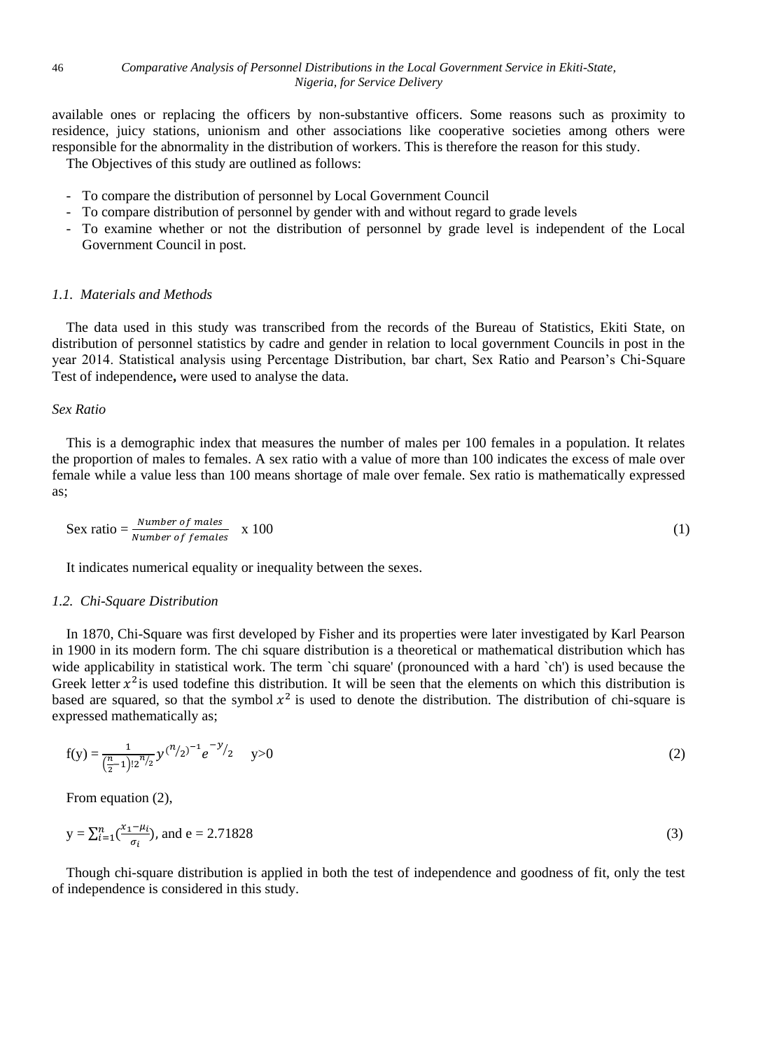available ones or replacing the officers by non-substantive officers. Some reasons such as proximity to residence, juicy stations, unionism and other associations like cooperative societies among others were responsible for the abnormality in the distribution of workers. This is therefore the reason for this study.

The Objectives of this study are outlined as follows:

- To compare the distribution of personnel by Local Government Council
- To compare distribution of personnel by gender with and without regard to grade levels
- To examine whether or not the distribution of personnel by grade level is independent of the Local Government Council in post.

### *1.1. Materials and Methods*

The data used in this study was transcribed from the records of the Bureau of Statistics, Ekiti State, on distribution of personnel statistics by cadre and gender in relation to local government Councils in post in the year 2014. Statistical analysis using Percentage Distribution, bar chart, Sex Ratio and Pearson's Chi-Square Test of independence**,** were used to analyse the data.

*Sex Ratio*

This is a demographic index that measures the number of males per 100 females in a population. It relates the proportion of males to females. A sex ratio with a value of more than 100 indicates the excess of male over female while a value less than 100 means shortage of male over female. Sex ratio is mathematically expressed as;

$$\text{Sex ratio} = \frac{Number\ of\ males}{Number\ of\ females} \times 100 \qquad (1)$$

It indicates numerical equality or inequality between the sexes.

### *1.2. Chi-Square Distribution*

In 1870, Chi-Square was first developed by Fisher and its properties were later investigated by Karl Pearson in 1900 in its modern form. The chi square distribution is a theoretical or mathematical distribution which has wide applicability in statistical work. The term `chi square' (pronounced with a hard `ch') is used because the Greek letter $x^2$is used todefine this distribution. It will be seen that the elements on which this distribution is based are squared, so that the symbol $x^2$ is used to denote the distribution. The distribution of chi-square is expressed mathematically as;

$$f(y) = \frac{1}{\left(\frac{n}{2}-1\right)! 2^{n/2}} y^{(n/2)-1} e^{-y/2} \quad y>0 \qquad (2)$$

From equation (2),

$$y = \sum_{i=1}^{n} \left(\frac{x_1 - \mu_i}{\sigma_i}\right), \text{ and } e = 2.71828 \qquad (3)$$

Though chi-square distribution is applied in both the test of independence and goodness of fit, only the test of independence is considered in this study.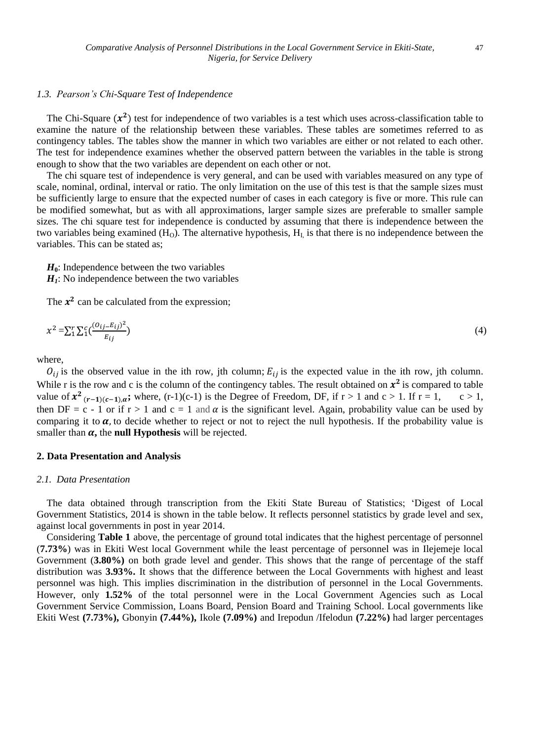### 1.3. Pearson's Chi-Square Test of Independence

The Chi-Square ($\boldsymbol{x^2}$) test for independence of two variables is a test which uses across-classification table to examine the nature of the relationship between these variables. These tables are sometimes referred to as contingency tables. The tables show the manner in which two variables are either or not related to each other. The test for independence examines whether the observed pattern between the variables in the table is strong enough to show that the two variables are dependent on each other or not.

The chi square test of independence is very general, and can be used with variables measured on any type of scale, nominal, ordinal, interval or ratio. The only limitation on the use of this test is that the sample sizes must be sufficiently large to ensure that the expected number of cases in each category is five or more. This rule can be modified somewhat, but as with all approximations, larger sample sizes are preferable to smaller sample sizes. The chi square test for independence is conducted by assuming that there is independence between the two variables being examined ($H_O$). The alternative hypothesis, $H_I$, is that there is no independence between the variables. This can be stated as;

$\boldsymbol{H_0}$: Independence between the two variables
$\boldsymbol{H_1}$: No independence between the two variables

The $\boldsymbol{x^2}$ can be calculated from the expression;

$$x^2 = \sum_1^r \sum_1^c \left(\frac{(O_{ij} - E_{ij})^2}{E_{ij}}\right) \tag{4}$$

where,

$O_{ij}$ is the observed value in the ith row, jth column; $E_{ij}$ is the expected value in the ith row, jth column. While r is the row and c is the column of the contingency tables. The result obtained on $\boldsymbol{x^2}$ is compared to table value of $\boldsymbol{x^2}_{(\boldsymbol{r-1})(\boldsymbol{c-1}),\boldsymbol{\alpha}}$; where, (r-1)(c-1) is the Degree of Freedom, DF, if r > 1 and c > 1. If r = 1, c > 1, then DF = c - 1 or if r > 1 and c = 1 and $\alpha$ is the significant level. Again, probability value can be used by comparing it to $\boldsymbol{\alpha}$, to decide whether to reject or not to reject the null hypothesis. If the probability value is smaller than $\boldsymbol{\alpha}$, the **null Hypothesis** will be rejected.

## 2. Data Presentation and Analysis

### 2.1. Data Presentation

The data obtained through transcription from the Ekiti State Bureau of Statistics; 'Digest of Local Government Statistics, 2014 is shown in the table below. It reflects personnel statistics by grade level and sex, against local governments in post in year 2014.

Considering **Table 1** above, the percentage of ground total indicates that the highest percentage of personnel (**7.73%**) was in Ekiti West local Government while the least percentage of personnel was in Ilejemeje local Government (**3.80%)** on both grade level and gender. This shows that the range of percentage of the staff distribution was **3.93%.** It shows that the difference between the Local Governments with highest and least personnel was high. This implies discrimination in the distribution of personnel in the Local Governments. However, only **1.52%** of the total personnel were in the Local Government Agencies such as Local Government Service Commission, Loans Board, Pension Board and Training School. Local governments like Ekiti West **(7.73%),** Gbonyin **(7.44%),** Ikole **(7.09%)** and Irepodun /Ifelodun **(7.22%)** had larger percentages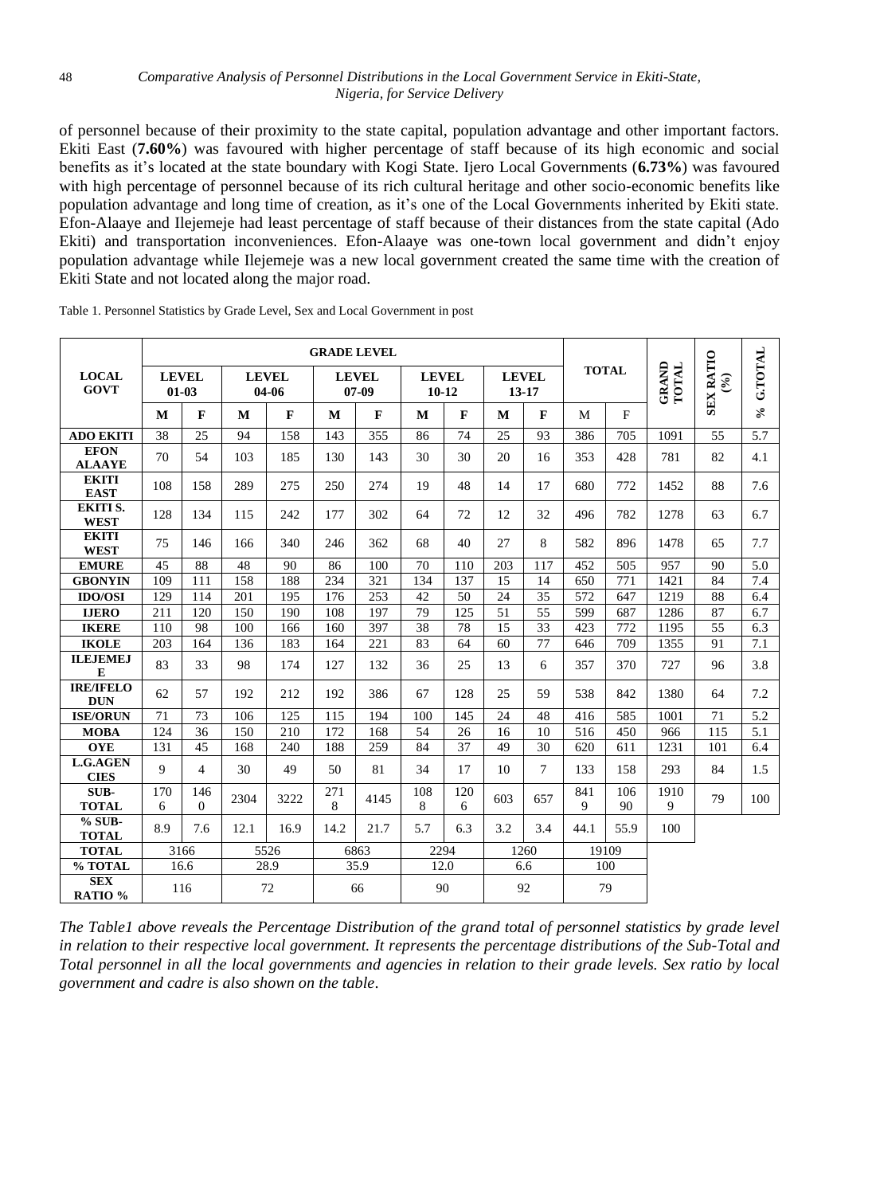of personnel because of their proximity to the state capital, population advantage and other important factors. Ekiti East (**7.60%**) was favoured with higher percentage of staff because of its high economic and social benefits as it's located at the state boundary with Kogi State. Ijero Local Governments (**6.73%**) was favoured with high percentage of personnel because of its rich cultural heritage and other socio-economic benefits like population advantage and long time of creation, as it's one of the Local Governments inherited by Ekiti state. Efon-Alaaye and Ilejemeje had least percentage of staff because of their distances from the state capital (Ado Ekiti) and transportation inconveniences. Efon-Alaaye was one-town local government and didn't enjoy population advantage while Ilejemeje was a new local government created the same time with the creation of Ekiti State and not located along the major road.

Table 1. Personnel Statistics by Grade Level, Sex and Local Government in post

| LOCAL GOVT | GRADE LEVEL | | | | | | | | | | TOTAL | | GRAND TOTAL | SEX RATIO (%) | % G.TOTAL |
|---|---|---|---|---|---|---|---|---|---|---|---|---|---|---|---|
| | LEVEL 01-03 | | LEVEL 04-06 | | LEVEL 07-09 | | LEVEL 10-12 | | LEVEL 13-17 | | | | | | |
| | M | F | M | F | M | F | M | F | M | F | M | F | | | |
| **ADO EKITI** | 38 | 25 | 94 | 158 | 143 | 355 | 86 | 74 | 25 | 93 | 386 | 705 | 1091 | 55 | 5.7 |
| **EFON ALAAYE** | 70 | 54 | 103 | 185 | 130 | 143 | 30 | 30 | 20 | 16 | 353 | 428 | 781 | 82 | 4.1 |
| **EKITI EAST** | 108 | 158 | 289 | 275 | 250 | 274 | 19 | 48 | 14 | 17 | 680 | 772 | 1452 | 88 | 7.6 |
| **EKITI S. WEST** | 128 | 134 | 115 | 242 | 177 | 302 | 64 | 72 | 12 | 32 | 496 | 782 | 1278 | 63 | 6.7 |
| **EKITI WEST** | 75 | 146 | 166 | 340 | 246 | 362 | 68 | 40 | 27 | 8 | 582 | 896 | 1478 | 65 | 7.7 |
| **EMURE** | 45 | 88 | 48 | 90 | 86 | 100 | 70 | 110 | 203 | 117 | 452 | 505 | 957 | 90 | 5.0 |
| **GBONYIN** | 109 | 111 | 158 | 188 | 234 | 321 | 134 | 137 | 15 | 14 | 650 | 771 | 1421 | 84 | 7.4 |
| **IDO/OSI** | 129 | 114 | 201 | 195 | 176 | 253 | 42 | 50 | 24 | 35 | 572 | 647 | 1219 | 88 | 6.4 |
| **IJERO** | 211 | 120 | 150 | 190 | 108 | 197 | 79 | 125 | 51 | 55 | 599 | 687 | 1286 | 87 | 6.7 |
| **IKERE** | 110 | 98 | 100 | 166 | 160 | 397 | 38 | 78 | 15 | 33 | 423 | 772 | 1195 | 55 | 6.3 |
| **IKOLE** | 203 | 164 | 136 | 183 | 164 | 221 | 83 | 64 | 60 | 77 | 646 | 709 | 1355 | 91 | 7.1 |
| **ILEJEMEJE** | 83 | 33 | 98 | 174 | 127 | 132 | 36 | 25 | 13 | 6 | 357 | 370 | 727 | 96 | 3.8 |
| **IRE/IFELODUN** | 62 | 57 | 192 | 212 | 192 | 386 | 67 | 128 | 25 | 59 | 538 | 842 | 1380 | 64 | 7.2 |
| **ISE/ORUN** | 71 | 73 | 106 | 125 | 115 | 194 | 100 | 145 | 24 | 48 | 416 | 585 | 1001 | 71 | 5.2 |
| **MOBA** | 124 | 36 | 150 | 210 | 172 | 168 | 54 | 26 | 16 | 10 | 516 | 450 | 966 | 115 | 5.1 |
| **OYE** | 131 | 45 | 168 | 240 | 188 | 259 | 84 | 37 | 49 | 30 | 620 | 611 | 1231 | 101 | 6.4 |
| **L.G.AGENCIES** | 9 | 4 | 30 | 49 | 50 | 81 | 34 | 17 | 10 | 7 | 133 | 158 | 293 | 84 | 1.5 |
| **SUB-TOTAL** | 1706 | 1460 | 2304 | 3222 | 2718 | 4145 | 1088 | 1206 | 603 | 657 | 8419 | 10690 | 19109 | 79 | 100 |
| **% SUB-TOTAL** | 8.9 | 7.6 | 12.1 | 16.9 | 14.2 | 21.7 | 5.7 | 6.3 | 3.2 | 3.4 | 44.1 | 55.9 | 100 | | |
| **TOTAL** | 3166 | | 5526 | | 6863 | | 2294 | | 1260 | | 19109 | | | | |
| **% TOTAL** | 16.6 | | 28.9 | | 35.9 | | 12.0 | | 6.6 | | 100 | | | | |
| **SEX RATIO %** | 116 | | 72 | | 66 | | 90 | | 92 | | 79 | | | | |

*The Table1 above reveals the Percentage Distribution of the grand total of personnel statistics by grade level in relation to their respective local government. It represents the percentage distributions of the Sub-Total and Total personnel in all the local governments and agencies in relation to their grade levels. Sex ratio by local government and cadre is also shown on the table.*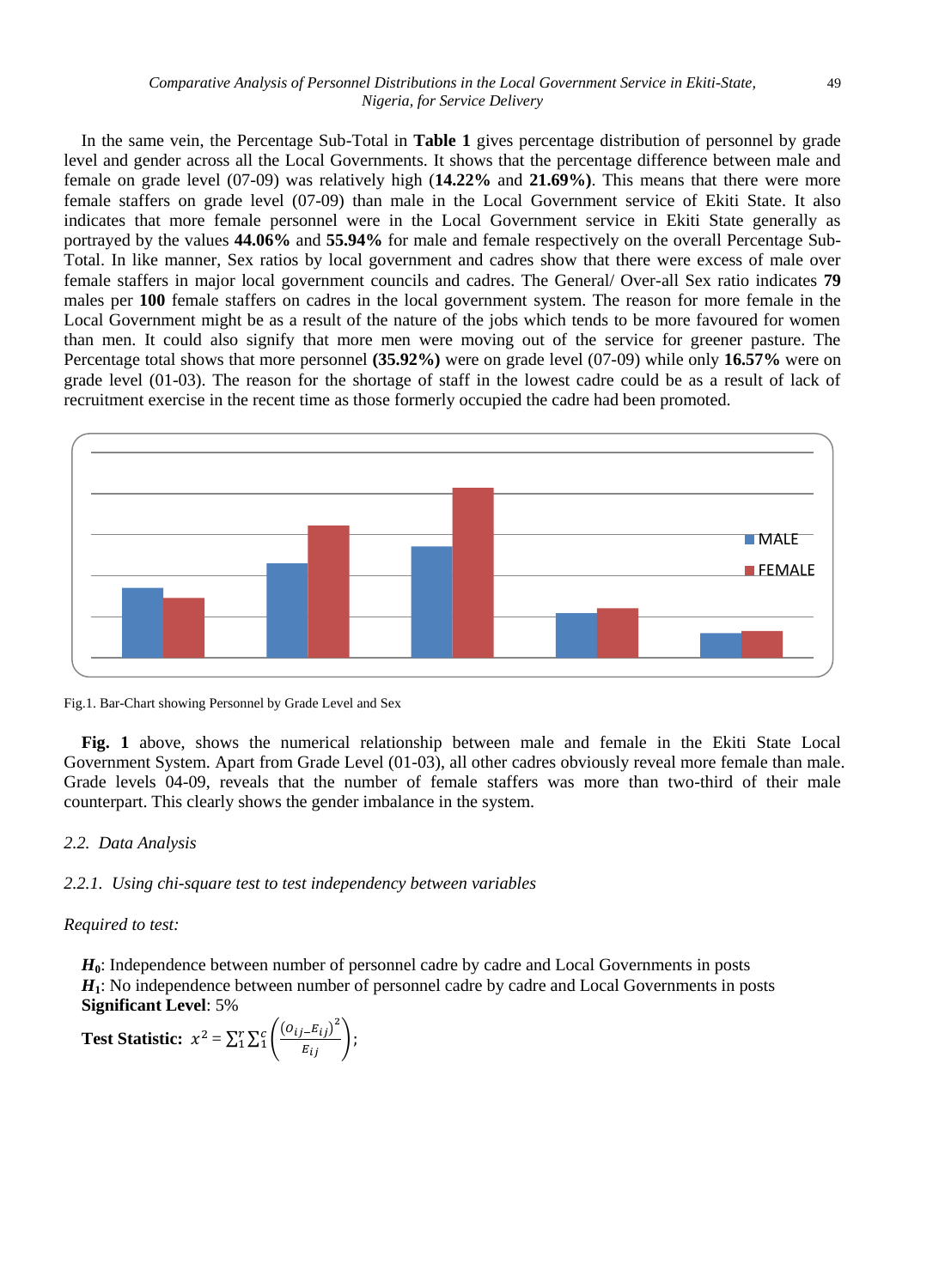In the same vein, the Percentage Sub-Total in **Table 1** gives percentage distribution of personnel by grade level and gender across all the Local Governments. It shows that the percentage difference between male and female on grade level (07-09) was relatively high (**14.22%** and **21.69%)**. This means that there were more female staffers on grade level (07-09) than male in the Local Government service of Ekiti State. It also indicates that more female personnel were in the Local Government service in Ekiti State generally as portrayed by the values **44.06%** and **55.94%** for male and female respectively on the overall Percentage Sub-Total. In like manner, Sex ratios by local government and cadres show that there were excess of male over female staffers in major local government councils and cadres. The General/ Over-all Sex ratio indicates **79** males per **100** female staffers on cadres in the local government system. The reason for more female in the Local Government might be as a result of the nature of the jobs which tends to be more favoured for women than men. It could also signify that more men were moving out of the service for greener pasture. The Percentage total shows that more personnel **(35.92%)** were on grade level (07-09) while only **16.57%** were on grade level (01-03). The reason for the shortage of staff in the lowest cadre could be as a result of lack of recruitment exercise in the recent time as those formerly occupied the cadre had been promoted.

Fig.1. Bar-Chart showing Personnel by Grade Level and Sex

**Fig. 1** above, shows the numerical relationship between male and female in the Ekiti State Local Government System. Apart from Grade Level (01-03), all other cadres obviously reveal more female than male. Grade levels 04-09, reveals that the number of female staffers was more than two-third of their male counterpart. This clearly shows the gender imbalance in the system.

### *2.2. Data Analysis*

#### *2.2.1. Using chi-square test to test independency between variables*

*Required to test:*

$H_0$: Independence between number of personnel cadre by cadre and Local Governments in posts
$H_1$: No independence between number of personnel cadre by cadre and Local Governments in posts
**Significant Level**: 5%

**Test Statistic:** $x^2 = \sum_1^r \sum_1^c \left(\frac{(O_{ij} - E_{ij})^2}{E_{ij}}\right)$;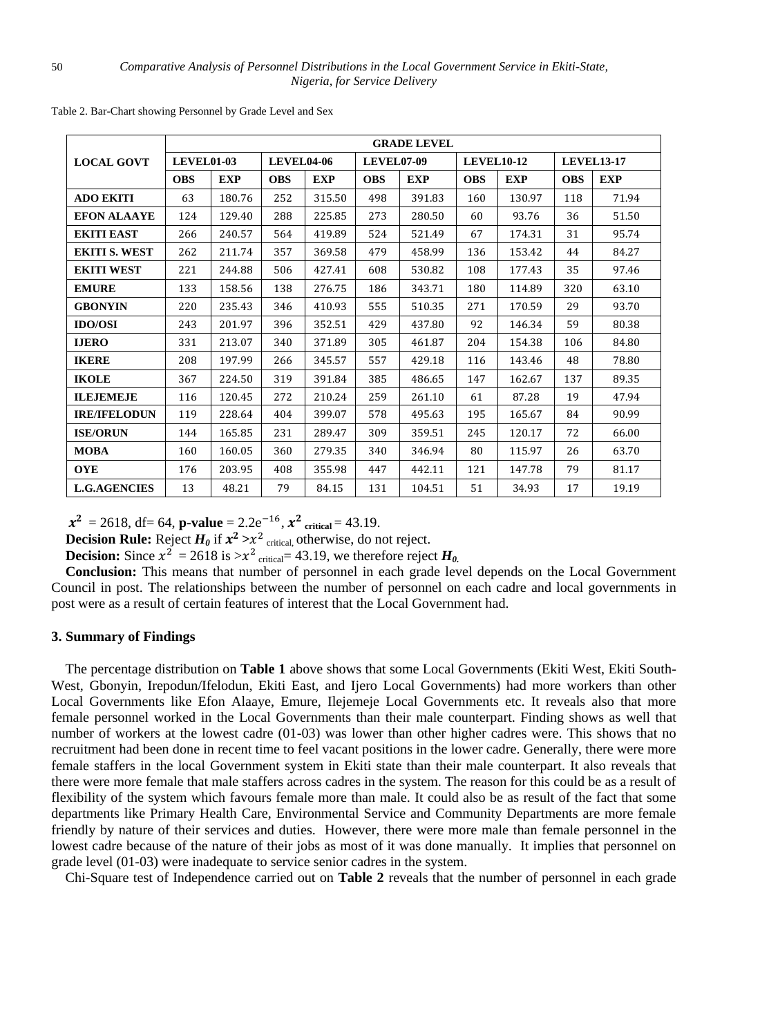Table 2. Bar-Chart showing Personnel by Grade Level and Sex

| LOCAL GOVT | GRADE LEVEL | | | | | | | | | |
|---|---|---|---|---|---|---|---|---|---|---|
| | LEVEL01-03 | | LEVEL04-06 | | LEVEL07-09 | | LEVEL10-12 | | LEVEL13-17 | |
| | OBS | EXP | OBS | EXP | OBS | EXP | OBS | EXP | OBS | EXP |
| ADO EKITI | 63 | 180.76 | 252 | 315.50 | 498 | 391.83 | 160 | 130.97 | 118 | 71.94 |
| EFON ALAAYE | 124 | 129.40 | 288 | 225.85 | 273 | 280.50 | 60 | 93.76 | 36 | 51.50 |
| EKITI EAST | 266 | 240.57 | 564 | 419.89 | 524 | 521.49 | 67 | 174.31 | 31 | 95.74 |
| EKITI S. WEST | 262 | 211.74 | 357 | 369.58 | 479 | 458.99 | 136 | 153.42 | 44 | 84.27 |
| EKITI WEST | 221 | 244.88 | 506 | 427.41 | 608 | 530.82 | 108 | 177.43 | 35 | 97.46 |
| EMURE | 133 | 158.56 | 138 | 276.75 | 186 | 343.71 | 180 | 114.89 | 320 | 63.10 |
| GBONYIN | 220 | 235.43 | 346 | 410.93 | 555 | 510.35 | 271 | 170.59 | 29 | 93.70 |
| IDO/OSI | 243 | 201.97 | 396 | 352.51 | 429 | 437.80 | 92 | 146.34 | 59 | 80.38 |
| IJERO | 331 | 213.07 | 340 | 371.89 | 305 | 461.87 | 204 | 154.38 | 106 | 84.80 |
| IKERE | 208 | 197.99 | 266 | 345.57 | 557 | 429.18 | 116 | 143.46 | 48 | 78.80 |
| IKOLE | 367 | 224.50 | 319 | 391.84 | 385 | 486.65 | 147 | 162.67 | 137 | 89.35 |
| ILEJEMEJE | 116 | 120.45 | 272 | 210.24 | 259 | 261.10 | 61 | 87.28 | 19 | 47.94 |
| IRE/IFELODUN | 119 | 228.64 | 404 | 399.07 | 578 | 495.63 | 195 | 165.67 | 84 | 90.99 |
| ISE/ORUN | 144 | 165.85 | 231 | 289.47 | 309 | 359.51 | 245 | 120.17 | 72 | 66.00 |
| MOBA | 160 | 160.05 | 360 | 279.35 | 340 | 346.94 | 80 | 115.97 | 26 | 63.70 |
| OYE | 176 | 203.95 | 408 | 355.98 | 447 | 442.11 | 121 | 147.78 | 79 | 81.17 |
| L.G.AGENCIES | 13 | 48.21 | 79 | 84.15 | 131 | 104.51 | 51 | 34.93 | 17 | 19.19 |

$x^2$ = 2618, df= 64, **p-value** = $2.2e^{-16}$, $x^2_{critical}$ = 43.19.

**Decision Rule:** Reject $H_0$ if $x^2 > x^2_{critical}$, otherwise, do not reject.

**Decision:** Since $x^2$ = 2618 is $> x^2_{critical}$= 43.19, we therefore reject $H_0$.

**Conclusion:** This means that number of personnel in each grade level depends on the Local Government Council in post. The relationships between the number of personnel on each cadre and local governments in post were as a result of certain features of interest that the Local Government had.

## 3. Summary of Findings

The percentage distribution on **Table 1** above shows that some Local Governments (Ekiti West, Ekiti South-West, Gbonyin, Irepodun/Ifelodun, Ekiti East, and Ijero Local Governments) had more workers than other Local Governments like Efon Alaaye, Emure, Ilejemeje Local Governments etc. It reveals also that more female personnel worked in the Local Governments than their male counterpart. Finding shows as well that number of workers at the lowest cadre (01-03) was lower than other higher cadres were. This shows that no recruitment had been done in recent time to feel vacant positions in the lower cadre. Generally, there were more female staffers in the local Government system in Ekiti state than their male counterpart. It also reveals that there were more female that male staffers across cadres in the system. The reason for this could be as a result of flexibility of the system which favours female more than male. It could also be as result of the fact that some departments like Primary Health Care, Environmental Service and Community Departments are more female friendly by nature of their services and duties. However, there were more male than female personnel in the lowest cadre because of the nature of their jobs as most of it was done manually. It implies that personnel on grade level (01-03) were inadequate to service senior cadres in the system.

Chi-Square test of Independence carried out on **Table 2** reveals that the number of personnel in each grade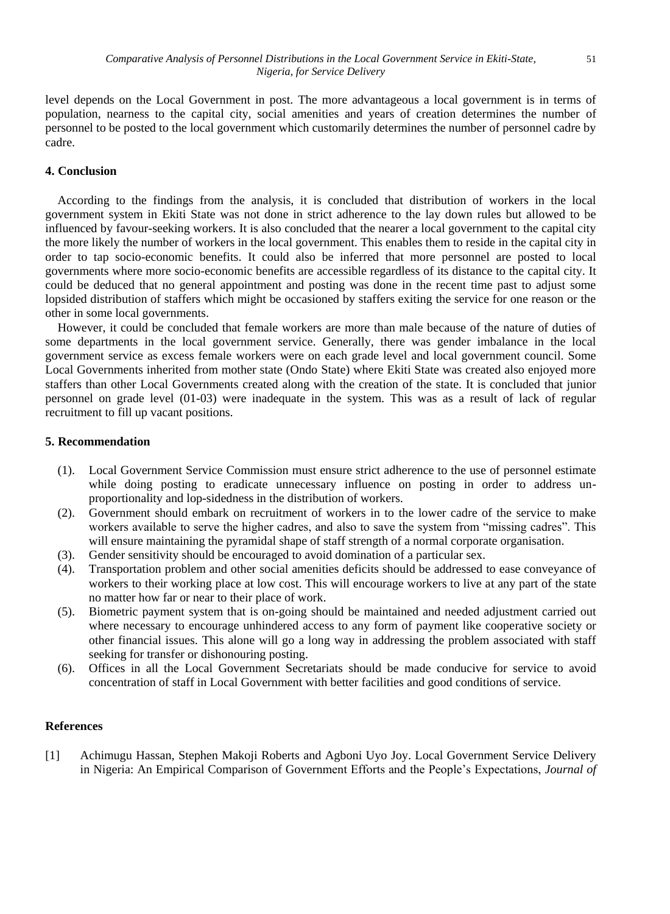level depends on the Local Government in post. The more advantageous a local government is in terms of population, nearness to the capital city, social amenities and years of creation determines the number of personnel to be posted to the local government which customarily determines the number of personnel cadre by cadre.

## 4. Conclusion

According to the findings from the analysis, it is concluded that distribution of workers in the local government system in Ekiti State was not done in strict adherence to the lay down rules but allowed to be influenced by favour-seeking workers. It is also concluded that the nearer a local government to the capital city the more likely the number of workers in the local government. This enables them to reside in the capital city in order to tap socio-economic benefits. It could also be inferred that more personnel are posted to local governments where more socio-economic benefits are accessible regardless of its distance to the capital city. It could be deduced that no general appointment and posting was done in the recent time past to adjust some lopsided distribution of staffers which might be occasioned by staffers exiting the service for one reason or the other in some local governments.

However, it could be concluded that female workers are more than male because of the nature of duties of some departments in the local government service. Generally, there was gender imbalance in the local government service as excess female workers were on each grade level and local government council. Some Local Governments inherited from mother state (Ondo State) where Ekiti State was created also enjoyed more staffers than other Local Governments created along with the creation of the state. It is concluded that junior personnel on grade level (01-03) were inadequate in the system. This was as a result of lack of regular recruitment to fill up vacant positions.

## 5. Recommendation

(1). Local Government Service Commission must ensure strict adherence to the use of personnel estimate while doing posting to eradicate unnecessary influence on posting in order to address un-proportionality and lop-sidedness in the distribution of workers.

(2). Government should embark on recruitment of workers in to the lower cadre of the service to make workers available to serve the higher cadres, and also to save the system from "missing cadres". This will ensure maintaining the pyramidal shape of staff strength of a normal corporate organisation.

(3). Gender sensitivity should be encouraged to avoid domination of a particular sex.

(4). Transportation problem and other social amenities deficits should be addressed to ease conveyance of workers to their working place at low cost. This will encourage workers to live at any part of the state no matter how far or near to their place of work.

(5). Biometric payment system that is on-going should be maintained and needed adjustment carried out where necessary to encourage unhindered access to any form of payment like cooperative society or other financial issues. This alone will go a long way in addressing the problem associated with staff seeking for transfer or dishonouring posting.

(6). Offices in all the Local Government Secretariats should be made conducive for service to avoid concentration of staff in Local Government with better facilities and good conditions of service.

## References

[1] Achimugu Hassan, Stephen Makoji Roberts and Agboni Uyo Joy. Local Government Service Delivery in Nigeria: An Empirical Comparison of Government Efforts and the People's Expectations, *Journal of*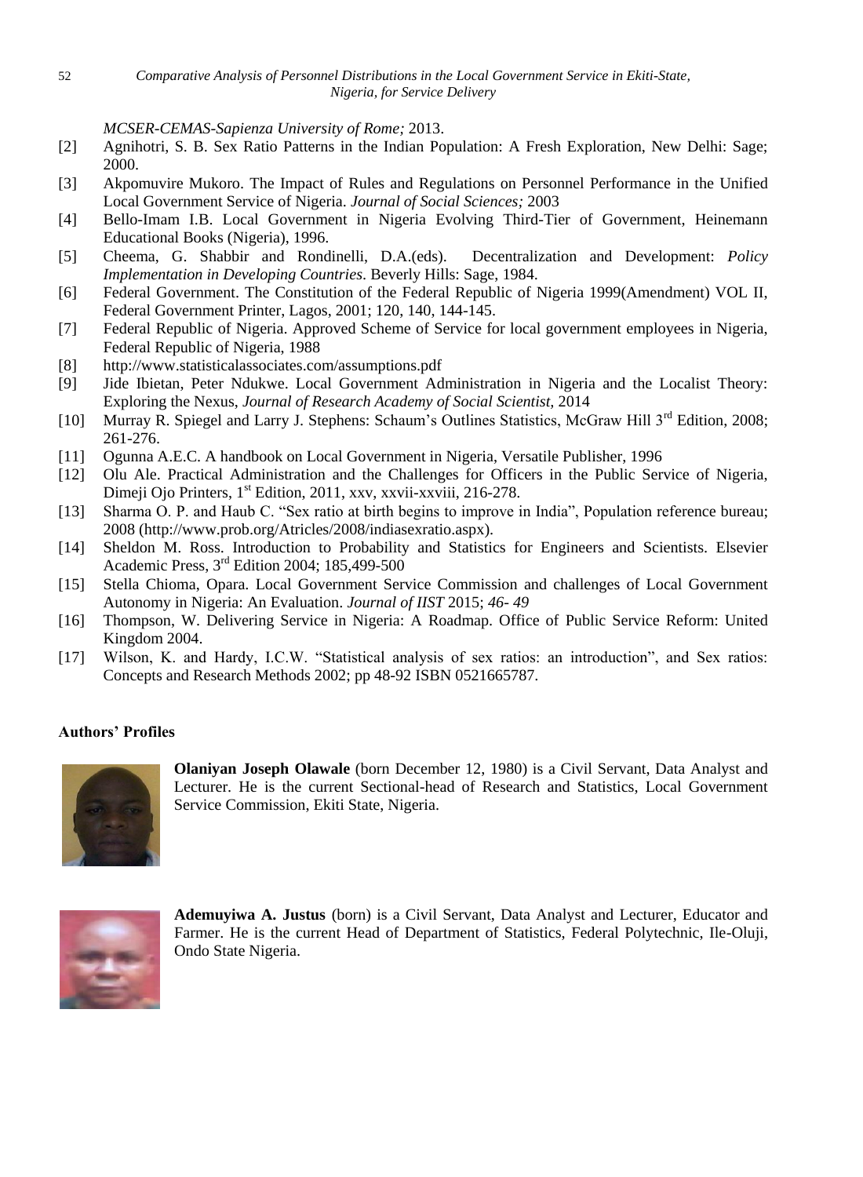*MCSER-CEMAS-Sapienza University of Rome;* 2013.

[2] Agnihotri, S. B. Sex Ratio Patterns in the Indian Population: A Fresh Exploration, New Delhi: Sage; 2000.

[3] Akpomuvire Mukoro. The Impact of Rules and Regulations on Personnel Performance in the Unified Local Government Service of Nigeria. *Journal of Social Sciences;* 2003

[4] Bello-Imam I.B. Local Government in Nigeria Evolving Third-Tier of Government, Heinemann Educational Books (Nigeria), 1996.

[5] Cheema, G. Shabbir and Rondinelli, D.A.(eds). Decentralization and Development: *Policy Implementation in Developing Countries*. Beverly Hills: Sage, 1984.

[6] Federal Government. The Constitution of the Federal Republic of Nigeria 1999(Amendment) VOL II, Federal Government Printer, Lagos, 2001; 120, 140, 144-145.

[7] Federal Republic of Nigeria. Approved Scheme of Service for local government employees in Nigeria, Federal Republic of Nigeria, 1988

[8] http://www.statisticalassociates.com/assumptions.pdf

[9] Jide Ibietan, Peter Ndukwe. Local Government Administration in Nigeria and the Localist Theory: Exploring the Nexus, *Journal of Research Academy of Social Scientist,* 2014

[10] Murray R. Spiegel and Larry J. Stephens: Schaum's Outlines Statistics, McGraw Hill 3rd Edition, 2008; 261-276.

[11] Ogunna A.E.C. A handbook on Local Government in Nigeria, Versatile Publisher, 1996

[12] Olu Ale. Practical Administration and the Challenges for Officers in the Public Service of Nigeria, Dimeji Ojo Printers, 1st Edition, 2011, xxv, xxvii-xxviii, 216-278.

[13] Sharma O. P. and Haub C. "Sex ratio at birth begins to improve in India", Population reference bureau; 2008 (http://www.prob.org/Atricles/2008/indiasexratio.aspx).

[14] Sheldon M. Ross. Introduction to Probability and Statistics for Engineers and Scientists. Elsevier Academic Press, 3rd Edition 2004; 185,499-500

[15] Stella Chioma, Opara. Local Government Service Commission and challenges of Local Government Autonomy in Nigeria: An Evaluation. *Journal of IIST* 2015; *46- 49*

[16] Thompson, W. Delivering Service in Nigeria: A Roadmap. Office of Public Service Reform: United Kingdom 2004.

[17] Wilson, K. and Hardy, I.C.W. "Statistical analysis of sex ratios: an introduction", and Sex ratios: Concepts and Research Methods 2002; pp 48-92 ISBN 0521665787.

**Authors' Profiles**

**Olaniyan Joseph Olawale** (born December 12, 1980) is a Civil Servant, Data Analyst and Lecturer. He is the current Sectional-head of Research and Statistics, Local Government Service Commission, Ekiti State, Nigeria.

**Ademuyiwa A. Justus** (born) is a Civil Servant, Data Analyst and Lecturer, Educator and Farmer. He is the current Head of Department of Statistics, Federal Polytechnic, Ile-Oluji, Ondo State Nigeria.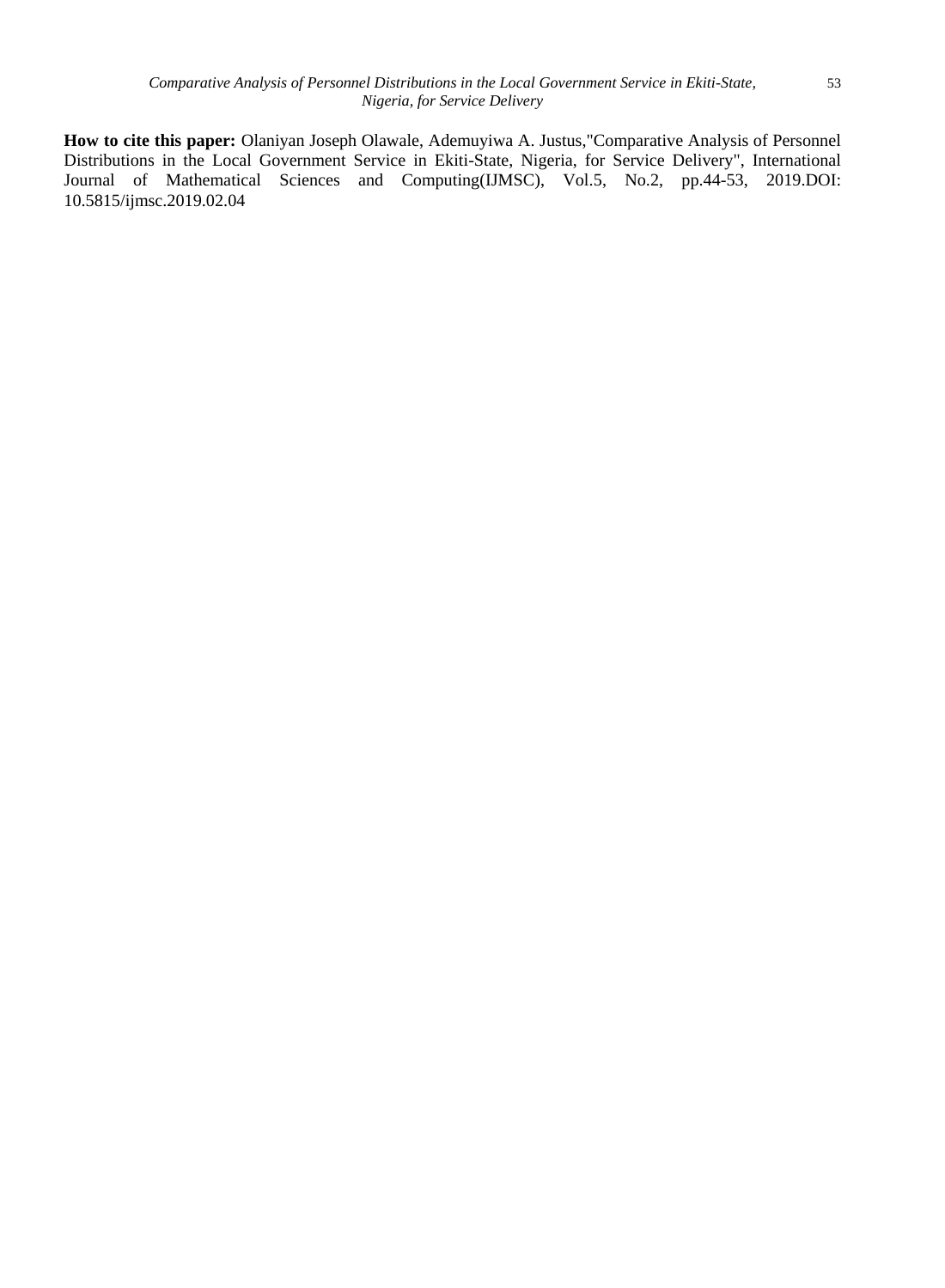**How to cite this paper:** Olaniyan Joseph Olawale, Ademuyiwa A. Justus,"Comparative Analysis of Personnel Distributions in the Local Government Service in Ekiti-State, Nigeria, for Service Delivery", International Journal of Mathematical Sciences and Computing(IJMSC), Vol.5, No.2, pp.44-53, 2019.DOI: 10.5815/ijmsc.2019.02.04